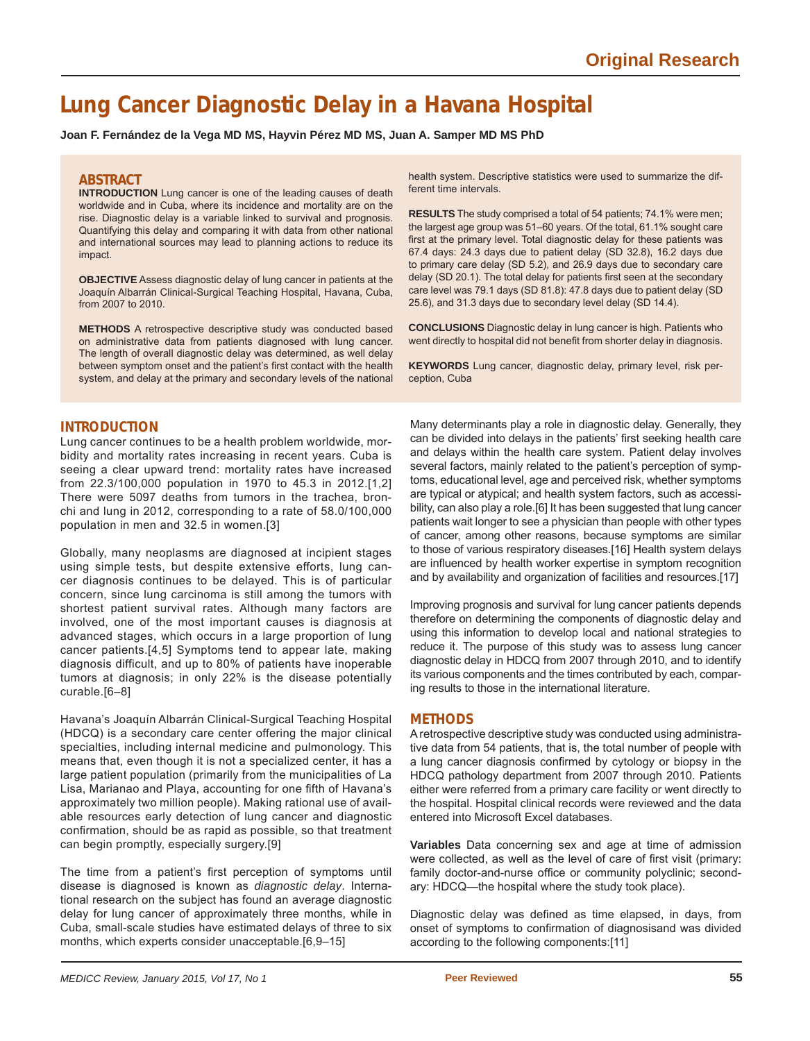Original Research

# Lung Cancer Diagnostic Delay in a Havana Hospital

**Joan F. Fernández de la Vega MD MS, Hayvin Pérez MD MS, Juan A. Samper MD MS PhD**

## ABSTRACT

**INTRODUCTION** Lung cancer is one of the leading causes of death worldwide and in Cuba, where its incidence and mortality are on the rise. Diagnostic delay is a variable linked to survival and prognosis. Quantifying this delay and comparing it with data from other national and international sources may lead to planning actions to reduce its impact.

**OBJECTIVE** Assess diagnostic delay of lung cancer in patients at the Joaquín Albarrán Clinical-Surgical Teaching Hospital, Havana, Cuba, from 2007 to 2010.

**METHODS** A retrospective descriptive study was conducted based on administrative data from patients diagnosed with lung cancer. The length of overall diagnostic delay was determined, as well as delay between symptom onset and the patient's first contact with the health system, and delay at the primary and secondary levels of the national health system. Descriptive statistics were used to summarize the different time intervals.

**RESULTS** The study comprised a total of 54 patients; 74.1% were men; the largest age group was 51–60 years. Of the total, 61.1% sought care first at the primary level. Total diagnostic delay for these patients was 67.4 days: 24.3 days due to patient delay (SD 32.8), 16.2 days due to primary care delay (SD 5.2), and 26.9 days due to secondary care delay (SD 20.1). The total delay for patients first seen at the secondary care level was 79.1 days (SD 81.8): 47.8 days due to patient delay (SD 25.6), and 31.3 days due to secondary level delay (SD 14.4).

**CONCLUSIONS** Diagnostic delay in lung cancer is high. Patients who went directly to hospital did not benefit from shorter delay in diagnosis.

**KEYWORDS** Lung cancer, diagnostic delay, primary level, risk perception, Cuba

## INTRODUCTION

Lung cancer continues to be a health problem worldwide, morbidity and mortality rates increasing in recent years. Cuba is seeing a clear upward trend: mortality rates have increased from 22.3/100,000 population in 1970 to 45.3 in 2012.[1,2] There were 5097 deaths from tumors in the trachea, bronchi and lung in 2012, corresponding to a rate of 58.0/100,000 population in men and 32.5 in women.[3]

Globally, many neoplasms are diagnosed at incipient stages using simple tests, but despite extensive efforts, lung cancer diagnosis continues to be delayed. This is of particular concern, since lung carcinoma is still among the tumors with shortest patient survival rates. Although many factors are involved, one of the most important causes is diagnosis at advanced stages, which occurs in a large proportion of lung cancer patients.[4,5] Symptoms tend to appear late, making diagnosis difficult, and up to 80% of patients have inoperable tumors at diagnosis; in only 22% is the disease potentially curable.[6–8]

Havana's Joaquín Albarrán Clinical-Surgical Teaching Hospital (HDCQ) is a secondary care center offering the major clinical specialties, including internal medicine and pulmonology. This means that, even though it is not a specialized center, it has a large patient population (primarily from the municipalities of La Lisa, Marianao and Playa, accounting for one fifth of Havana's approximately two million people). Making rational use of available resources early detection of lung cancer and diagnostic confirmation, should be as rapid as possible, so that treatment can begin promptly, especially surgery.[9]

The time from a patient's first perception of symptoms until disease is diagnosed is known as *diagnostic delay*. International research on the subject has found an average diagnostic delay for lung cancer of approximately three months, while in Cuba, small-scale studies have estimated delays of three to six months, which experts consider unacceptable.[6,9–15]

Many determinants play a role in diagnostic delay. Generally, they can be divided into delays in the patients' first seeking health care and delays within the health care system. Patient delay involves several factors, mainly related to the patient's perception of symptoms, educational level, age and perceived risk, whether symptoms are typical or atypical; and health system factors, such as accessibility, can also play a role.[6] It has been suggested that lung cancer patients wait longer to see a physician than people with other types of cancer, among other reasons, because symptoms are similar to those of various respiratory diseases.[16] Health system delays are influenced by health worker expertise in symptom recognition and by availability and organization of facilities and resources.[17]

Improving prognosis and survival for lung cancer patients depends therefore on determining the components of diagnostic delay and using this information to develop local and national strategies to reduce it. The purpose of this study was to assess lung cancer diagnostic delay in HDCQ from 2007 through 2010, and to identify its various components and the times contributed by each, comparing results to those in the international literature.

## METHODS

A retrospective descriptive study was conducted using administrative data from 54 patients, that is, the total number of people with a lung cancer diagnosis confirmed by cytology or biopsy in the HDCQ pathology department from 2007 through 2010. Patients either were referred from a primary care facility or went directly to the hospital. Hospital clinical records were reviewed and the data entered into Microsoft Excel databases.

**Variables** Data concerning sex and age at time of admission were collected, as well as the level of care of first visit (primary: family doctor-and-nurse office or community polyclinic; secondary: HDCQ—the hospital where the study took place).

Diagnostic delay was defined as time elapsed, in days, from onset of symptoms to confirmation of diagnosisand was divided according to the following components:[11]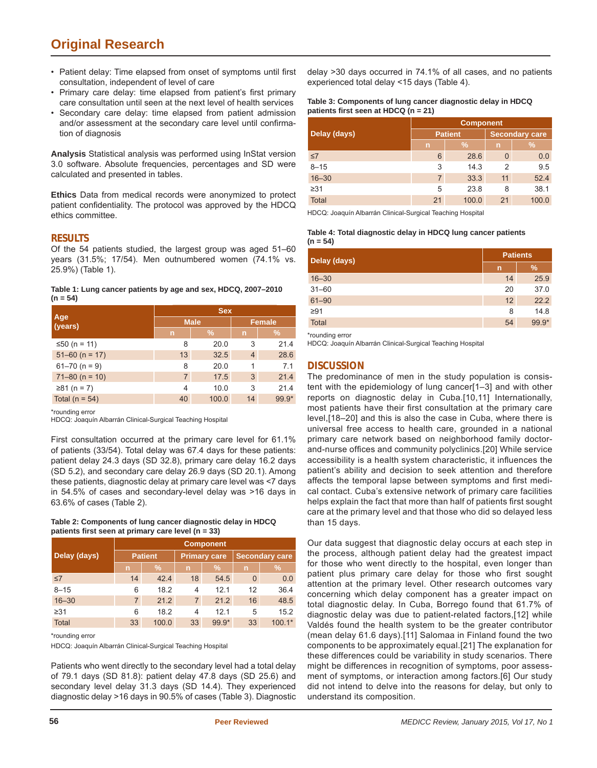- Patient delay: Time elapsed from onset of symptoms until first consultation, independent of level of care
- Primary care delay: time elapsed from patient's first primary care consultation until seen at the next level of health services
- Secondary care delay: time elapsed from patient admission and/or assessment at the secondary care level until confirmation of diagnosis

**Analysis** Statistical analysis was performed using InStat version 3.0 software. Absolute frequencies, percentages and SD were calculated and presented in tables.

**Ethics** Data from medical records were anonymized to protect patient confidentiality. The protocol was approved by the HDCQ ethics committee.

## RESULTS

Of the 54 patients studied, the largest group was aged 51–60 years (31.5%; 17/54). Men outnumbered women (74.1% vs. 25.9%) (Table 1).

**Table 1: Lung cancer patients by age and sex, HDCQ, 2007–2010 (n = 54)**

| Age (years) | Sex | | | |
|---|---|---|---|---|
| | Male | | Female | |
| | n | % | n | % |
| ≤50 (n = 11) | 8 | 20.0 | 3 | 21.4 |
| 51–60 (n = 17) | 13 | 32.5 | 4 | 28.6 |
| 61–70 (n = 9) | 8 | 20.0 | 1 | 7.1 |
| 71–80 (n = 10) | 7 | 17.5 | 3 | 21.4 |
| ≥81 (n = 7) | 4 | 10.0 | 3 | 21.4 |
| Total (n = 54) | 40 | 100.0 | 14 | 99.9* |

*rounding error
HDCQ: Joaquín Albarrán Clinical-Surgical Teaching Hospital

First consultation occurred at the primary care level for 61.1% of patients (33/54). Total delay was 67.4 days for these patients: patient delay 24.3 days (SD 32.8), primary care delay 16.2 days (SD 5.2), and secondary care delay 26.9 days (SD 20.1). Among these patients, diagnostic delay at primary care level was <7 days in 54.5% of cases and secondary-level delay was >16 days in 63.6% of cases (Table 2).

**Table 2: Components of lung cancer diagnostic delay in HDCQ patients first seen at primary care level (n = 33)**

| Delay (days) | Component | | | | | |
|---|---|---|---|---|---|---|
| | Patient | | Primary care | | Secondary care | |
| | n | % | n | % | n | % |
| ≤7 | 14 | 42.4 | 18 | 54.5 | 0 | 0.0 |
| 8–15 | 6 | 18.2 | 4 | 12.1 | 12 | 36.4 |
| 16–30 | 7 | 21.2 | 7 | 21.2 | 16 | 48.5 |
| ≥31 | 6 | 18.2 | 4 | 12.1 | 5 | 15.2 |
| Total | 33 | 100.0 | 33 | 99.9* | 33 | 100.1* |

*rounding error
HDCQ: Joaquín Albarrán Clinical-Surgical Teaching Hospital

Patients who went directly to the secondary level had a total delay of 79.1 days (SD 81.8): patient delay 47.8 days (SD 25.6) and secondary level delay 31.3 days (SD 14.4). They experienced diagnostic delay >16 days in 90.5% of cases (Table 3). Diagnostic delay >30 days occurred in 74.1% of all cases, and no patients experienced total delay <15 days (Table 4).

**Table 3: Components of lung cancer diagnostic delay in HDCQ patients first seen at HDCQ (n = 21)**

| Delay (days) | Component | | | |
|---|---|---|---|---|
| | Patient | | Secondary care | |
| | n | % | n | % |
| ≤7 | 6 | 28.6 | 0 | 0.0 |
| 8–15 | 3 | 14.3 | 2 | 9.5 |
| 16–30 | 7 | 33.3 | 11 | 52.4 |
| ≥31 | 5 | 23.8 | 8 | 38.1 |
| Total | 21 | 100.0 | 21 | 100.0 |

HDCQ: Joaquín Albarrán Clinical-Surgical Teaching Hospital

**Table 4: Total diagnostic delay in HDCQ lung cancer patients (n = 54)**

| Delay (days) | Patients | |
|---|---|---|
| | n | % |
| 16–30 | 14 | 25.9 |
| 31–60 | 20 | 37.0 |
| 61–90 | 12 | 22.2 |
| ≥91 | 8 | 14.8 |
| Total | 54 | 99.9* |

*rounding error
HDCQ: Joaquín Albarrán Clinical-Surgical Teaching Hospital

## DISCUSSION

The predominance of men in the study population is consistent with the epidemiology of lung cancer[1–3] and with other reports on diagnostic delay in Cuba.[10,11] Internationally, most patients have their first consultation at the primary care level,[18–20] and this is also the case in Cuba, where there is universal free access to health care, grounded in a national primary care network based on neighborhood family doctor-and-nurse offices and community polyclinics.[20] While service accessibility is a health system characteristic, it influences the patient's ability and decision to seek attention and therefore affects the temporal lapse between symptoms and first medical contact. Cuba's extensive network of primary care facilities helps explain the fact that more than half of patients first sought care at the primary level and that those who did so delayed less than 15 days.

Our data suggest that diagnostic delay occurs at each step in the process, although patient delay had the greatest impact for those who went directly to the hospital, even longer than patient plus primary care delay for those who first sought attention at the primary level. Other research outcomes vary concerning which delay component has a greater impact on total diagnostic delay. In Cuba, Borrego found that 61.7% of diagnostic delay was due to patient-related factors,[12] while Valdés found the health system to be the greater contributor (mean delay 61.6 days).[11] Salomaa in Finland found the two components to be approximately equal.[21] The explanation for these differences could be variability in study scenarios. There might be differences in recognition of symptoms, poor assessment of symptoms, or interaction among factors.[6] Our study did not intend to delve into the reasons for delay, but only to understand its composition.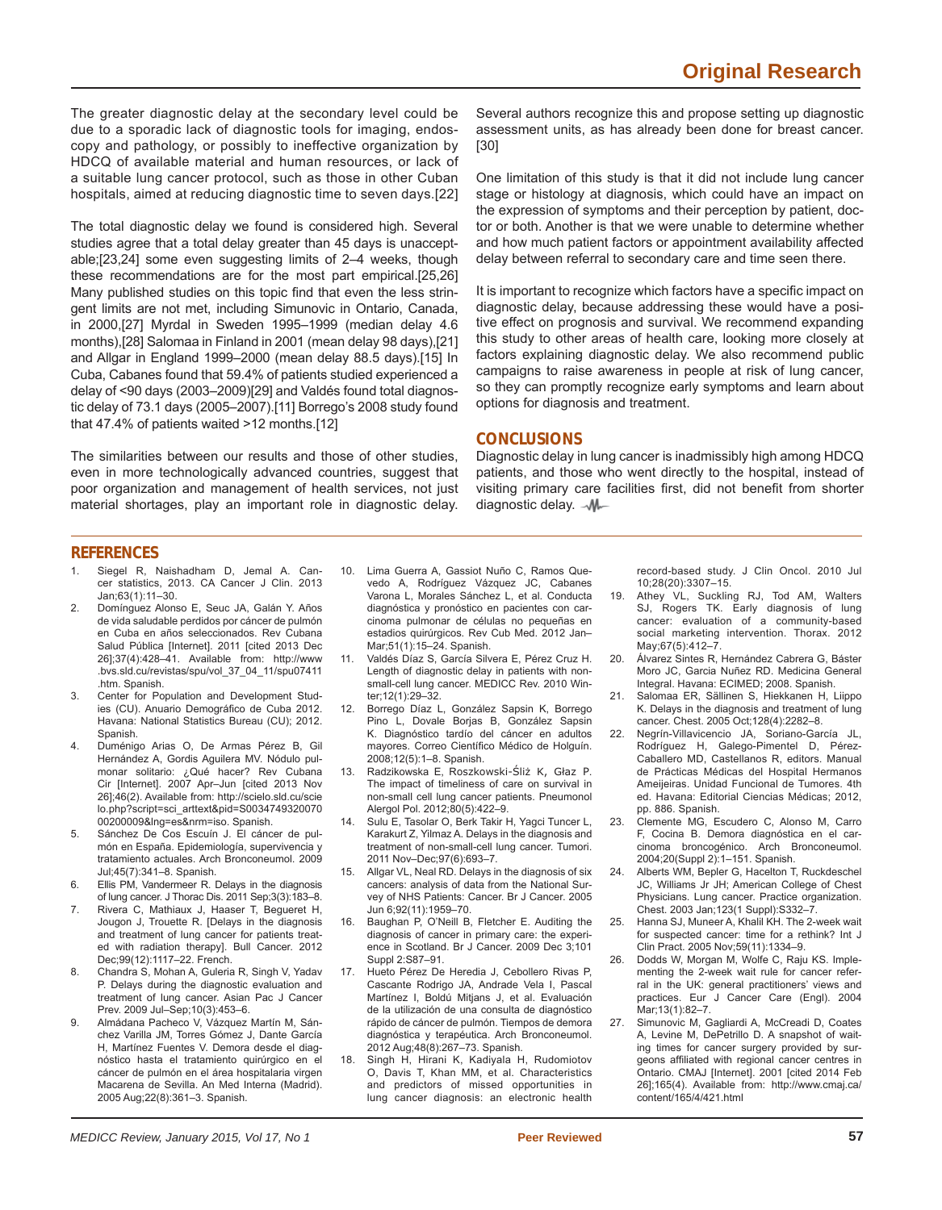The greater diagnostic delay at the secondary level could be due to a sporadic lack of diagnostic tools for imaging, endoscopy and pathology, or possibly to ineffective organization by HDCQ of available material and human resources, or lack of a suitable lung cancer protocol, such as those in other Cuban hospitals, aimed at reducing diagnostic time to seven days.[22]

The total diagnostic delay we found is considered high. Several studies agree that a total delay greater than 45 days is unacceptable;[23,24] some even suggesting limits of 2–4 weeks, though these recommendations are for the most part empirical.[25,26] Many published studies on this topic find that even the less stringent limits are not met, including Simunovic in Ontario, Canada, in 2000,[27] Myrdal in Sweden 1995–1999 (median delay 4.6 months),[28] Salomaa in Finland in 2001 (mean delay 98 days),[21] and Allgar in England 1999–2000 (mean delay 88.5 days).[15] In Cuba, Cabanes found that 59.4% of patients studied experienced a delay of <90 days (2003–2009)[29] and Valdés found total diagnostic delay of 73.1 days (2005–2007).[11] Borrego's 2008 study found that 47.4% of patients waited >12 months.[12]

The similarities between our results and those of other studies, even in more technologically advanced countries, suggest that poor organization and management of health services, not just material shortages, play an important role in diagnostic delay. Several authors recognize this and propose setting up diagnostic assessment units, as has already been done for breast cancer.[30]

One limitation of this study is that it did not include lung cancer stage or histology at diagnosis, which could have an impact on the expression of symptoms and their perception by patient, doctor or both. Another is that we were unable to determine whether and how much patient factors or appointment availability affected delay between referral to secondary care and time seen there.

It is important to recognize which factors have a specific impact on diagnostic delay, because addressing these would have a positive effect on prognosis and survival. We recommend expanding this study to other areas of health care, looking more closely at factors explaining diagnostic delay. We also recommend public campaigns to raise awareness in people at risk of lung cancer, so they can promptly recognize early symptoms and learn about options for diagnosis and treatment.

## CONCLUSIONS

Diagnostic delay in lung cancer is inadmissibly high among HDCQ patients, and those who went directly to the hospital, instead of visiting primary care facilities first, did not benefit from shorter diagnostic delay.

## REFERENCES

1. Siegel R, Naishadham D, Jemal A. Cancer statistics, 2013. CA Cancer J Clin. 2013 Jan;63(1):11–30.
2. Domínguez Alonso E, Seuc JA, Galán Y. Años de vida saludable perdidos por cáncer de pulmón en Cuba en años seleccionados. Rev Cubana Salud Pública [Internet]. 2011 [cited 2013 Dec 26];37(4):428–41. Available from: http://www.bvs.sld.cu/revistas/spu/vol_37_04_11/spu07411.htm. Spanish.
3. Center for Population and Development Studies (CU). Anuario Demográfico de Cuba 2012. Havana: National Statistics Bureau (CU); 2012. Spanish.
4. Duménigo Arias O, De Armas Pérez B, Gil Hernández A, Gordis Aguilera MV. Nódulo pulmonar solitario: ¿Qué hacer? Rev Cubana Cir [Internet]. 2007 Apr–Jun [cited 2013 Nov 26];46(2). Available from: http://scielo.sld.cu/scielo.php?script=sci_arttext&pid=S003474932007000200009&lng=es&nrm=iso. Spanish.
5. Sánchez De Cos Escuín J. El cáncer de pulmón en España. Epidemiología, supervivencia y tratamiento actuales. Arch Bronconeumol. 2009 Jul;45(7):341–8. Spanish.
6. Ellis PM, Vandermeer R. Delays in the diagnosis of lung cancer. J Thorac Dis. 2011 Sep;3(3):183–8.
7. Rivera C, Mathiaux J, Haaser T, Begueret H, Jougon J, Trouette R. [Delays in the diagnosis and treatment of lung cancer for patients treated with radiation therapy]. Bull Cancer. 2012 Dec;99(12):1117–22. French.
8. Chandra S, Mohan A, Guleria R, Singh V, Yadav P. Delays during the diagnostic evaluation and treatment of lung cancer. Asian Pac J Cancer Prev. 2009 Jul–Sep;10(3):453–6.
9. Almádana Pacheco V, Vázquez Martín M, Sánchez Varilla JM, Torres Gómez J, Dante García H, Martínez Fuentes V. Demora desde el diagnóstico hasta el tratamiento quirúrgico en el cáncer de pulmón en el área hospitalaria virgen Macarena de Sevilla. An Med Interna (Madrid). 2005 Aug;22(8):361–3. Spanish.
10. Lima Guerra A, Gassiot Nuño C, Ramos Quevedo A, Rodríguez Vázquez JC, Cabanes Varona L, Morales Sánchez L, et al. Conducta diagnóstica y pronóstico en pacientes con carcinoma pulmonar de células no pequeñas en estadios quirúrgicos. Rev Cub Med. 2012 Jan–Mar;51(1):15–24. Spanish.
11. Valdés Díaz S, García Silvera E, Pérez Cruz H. Length of diagnostic delay in patients with non-small-cell lung cancer. MEDICC Rev. 2010 Winter;12(1):29–32.
12. Borrego Díaz L, González Sapsin K, Borrego Pino L, Dovale Borjas B, González Sapsin K. Diagnóstico tardío del cáncer en adultos mayores. Correo Científico Médico de Holguín. 2008;12(5):1–8. Spanish.
13. Radzikowska E, Roszkowski-Śliż K, Głaz P. The impact of timeliness of care on survival in non-small cell lung cancer patients. Pneumonol Alergol Pol. 2012;80(5):422–9.
14. Sulu E, Tasolar O, Berk Takir H, Yagci Tuncer L, Karakurt Z, Yilmaz A. Delays in the diagnosis and treatment of non-small-cell lung cancer. Tumori. 2011 Nov–Dec;97(6):693–7.
15. Allgar VL, Neal RD. Delays in the diagnosis of six cancers: analysis of data from the National Survey of NHS Patients: Cancer. Br J Cancer. 2005 Jun 6;92(11):1959–70.
16. Baughan P, O'Neill B, Fletcher E. Auditing the diagnosis of cancer in primary care: the experience in Scotland. Br J Cancer. 2009 Dec 3;101 Suppl 2:S87–91.
17. Hueto Pérez De Heredia J, Cebollero Rivas P, Cascante Rodrigo JA, Andrade Vela I, Pascal Martínez I, Boldú Mitjans J, et al. Evaluación de la utilización de una consulta de diagnóstico rápido de cáncer de pulmón. Tiempos de demora diagnóstica y terapéutica. Arch Bronconeumol. 2012 Aug;48(8):267–73. Spanish.
18. Singh H, Hirani K, Kadiyala H, Rudomiotov O, Davis T, Khan MM, et al. Characteristics and predictors of missed opportunities in lung cancer diagnosis: an electronic health record-based study. J Clin Oncol. 2010 Jul 10;28(20):3307–15.
19. Athey VL, Suckling RJ, Tod AM, Walters SJ, Rogers TK. Early diagnosis of lung cancer: evaluation of a community-based social marketing intervention. Thorax. 2012 May;67(5):412–7.
20. Álvarez Sintes R, Hernández Cabrera G, Báster Moro JC, Garcia Nuñez RD. Medicina General Integral. Havana: ECIMED; 2008. Spanish.
21. Salomaa ER, Sällinen S, Hiekkanen H, Liippo K. Delays in the diagnosis and treatment of lung cancer. Chest. 2005 Oct;128(4):2282–8.
22. Negrín-Villavicencio JA, Soriano-García JL, Rodríguez H, Galego-Pimentel D, Pérez-Caballero MD, Castellanos R, editors. Manual de Prácticas Médicas del Hospital Hermanos Ameijeiras. Unidad Funcional de Tumores. 4th ed. Havana: Editorial Ciencias Médicas; 2012, pp. 886. Spanish.
23. Clemente MG, Escudero C, Alonso M, Carro F, Cocina B. Demora diagnóstica en el carcinoma broncogénico. Arch Bronconeumol. 2004;20(Suppl 2):1–151. Spanish.
24. Alberts WM, Bepler G, Hacelton T, Ruckdeschel JC, Williams Jr JH; American College of Chest Physicians. Lung cancer. Practice organization. Chest. 2003 Jan;123(1 Suppl):S332–7.
25. Hanna SJ, Muneer A, Khalil KH. The 2-week wait for suspected cancer: time for a rethink? Int J Clin Pract. 2005 Nov;59(11):1334–9.
26. Dodds W, Morgan M, Wolfe C, Raju KS. Implementing the 2-week wait rule for cancer referral in the UK: general practitioners' views and practices. Eur J Cancer Care (Engl). 2004 Mar;13(1):82–7.
27. Simunovic M, Gagliardi A, McCreadi D, Coates A, Levine M, DePetrillo D. A snapshot of waiting times for cancer surgery provided by surgeons affiliated with regional cancer centres in Ontario. CMAJ [Internet]. 2001 [cited 2014 Feb 26];165(4). Available from: http://www.cmaj.ca/content/165/4/421.html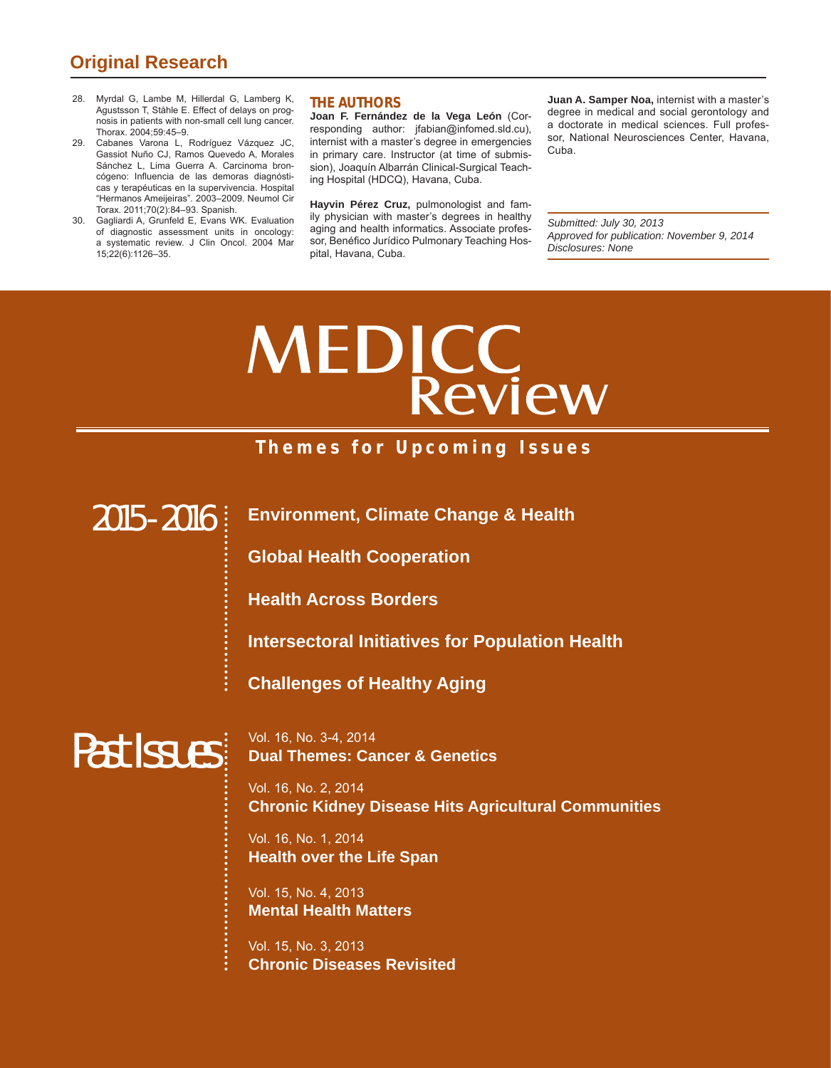28. Myrdal G, Lambe M, Hillerdal G, Lamberg K, Agustsson T, Ståhle E. Effect of delays on prognosis in patients with non-small cell lung cancer. Thorax. 2004;59:45–9.
29. Cabanes Varona L, Rodríguez Vázquez JC, Gassiot Nuño CJ, Ramos Quevedo A, Morales Sánchez L, Lima Guerra A. Carcinoma broncógeno: Influencia de las demoras diagnósticas y terapéuticas en la supervivencia. Hospital "Hermanos Ameijeiras". 2003–2009. Neumol Cir Torax. 2011;70(2):84–93. Spanish.
30. Gagliardi A, Grunfeld E, Evans WK. Evaluation of diagnostic assessment units in oncology: a systematic review. J Clin Oncol. 2004 Mar 15;22(6):1126–35.

## THE AUTHORS

**Joan F. Fernández de la Vega León** (Corresponding author: jfabian@infomed.sld.cu), internist with a master's degree in emergencies in primary care. Instructor (at time of submission), Joaquín Albarrán Clinical-Surgical Teaching Hospital (HDCQ), Havana, Cuba.

**Hayvin Pérez Cruz,** pulmonologist and family physician with master's degrees in healthy aging and health informatics. Associate professor, Benéfico Jurídico Pulmonary Teaching Hospital, Havana, Cuba.

**Juan A. Samper Noa,** internist with a master's degree in medical and social gerontology and a doctorate in medical sciences. Full professor, National Neurosciences Center, Havana, Cuba.

*Submitted: July 30, 2013*
*Approved for publication: November 9, 2014*
*Disclosures: None*

# MEDICC Review

## Themes for Upcoming Issues

### 2015-2016

**Environment, Climate Change & Health**

**Global Health Cooperation**

**Health Across Borders**

**Intersectoral Initiatives for Population Health**

**Challenges of Healthy Aging**

### Past Issues

Vol. 16, No. 3-4, 2014
**Dual Themes: Cancer & Genetics**

Vol. 16, No. 2, 2014
**Chronic Kidney Disease Hits Agricultural Communities**

Vol. 16, No. 1, 2014
**Health over the Life Span**

Vol. 15, No. 4, 2013
**Mental Health Matters**

Vol. 15, No. 3, 2013
**Chronic Diseases Revisited**